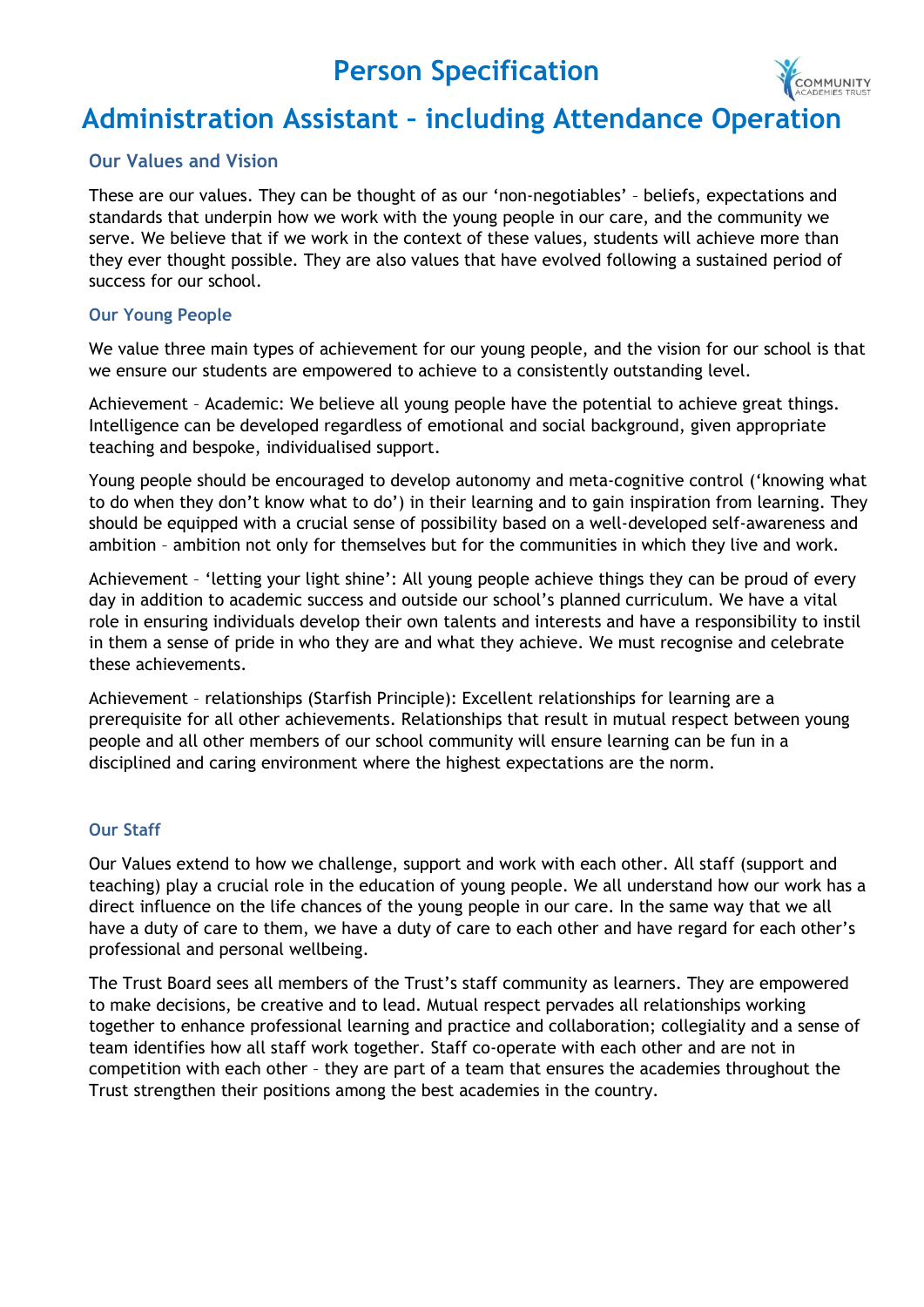# Person Specification

# Administration Assistant – including Attendance Operation

## Our Values and Vision

These are our values. They can be thought of as our 'non-negotiables' – beliefs, expectations and standards that underpin how we work with the young people in our care, and the community we serve. We believe that if we work in the context of these values, students will achieve more than they ever thought possible. They are also values that have evolved following a sustained period of success for our school.

## Our Young People

We value three main types of achievement for our young people, and the vision for our school is that we ensure our students are empowered to achieve to a consistently outstanding level.

Achievement – Academic: We believe all young people have the potential to achieve great things. Intelligence can be developed regardless of emotional and social background, given appropriate teaching and bespoke, individualised support.

Young people should be encouraged to develop autonomy and meta-cognitive control ('knowing what to do when they don't know what to do') in their learning and to gain inspiration from learning. They should be equipped with a crucial sense of possibility based on a well-developed self-awareness and ambition – ambition not only for themselves but for the communities in which they live and work.

Achievement – 'letting your light shine': All young people achieve things they can be proud of every day in addition to academic success and outside our school's planned curriculum. We have a vital role in ensuring individuals develop their own talents and interests and have a responsibility to instil in them a sense of pride in who they are and what they achieve. We must recognise and celebrate these achievements.

Achievement – relationships (Starfish Principle): Excellent relationships for learning are a prerequisite for all other achievements. Relationships that result in mutual respect between young people and all other members of our school community will ensure learning can be fun in a disciplined and caring environment where the highest expectations are the norm.

## Our Staff

Our Values extend to how we challenge, support and work with each other. All staff (support and teaching) play a crucial role in the education of young people. We all understand how our work has a direct influence on the life chances of the young people in our care. In the same way that we all have a duty of care to them, we have a duty of care to each other and have regard for each other's professional and personal wellbeing.

The Trust Board sees all members of the Trust's staff community as learners. They are empowered to make decisions, be creative and to lead. Mutual respect pervades all relationships working together to enhance professional learning and practice and collaboration; collegiality and a sense of team identifies how all staff work together. Staff co-operate with each other and are not in competition with each other – they are part of a team that ensures the academies throughout the Trust strengthen their positions among the best academies in the country.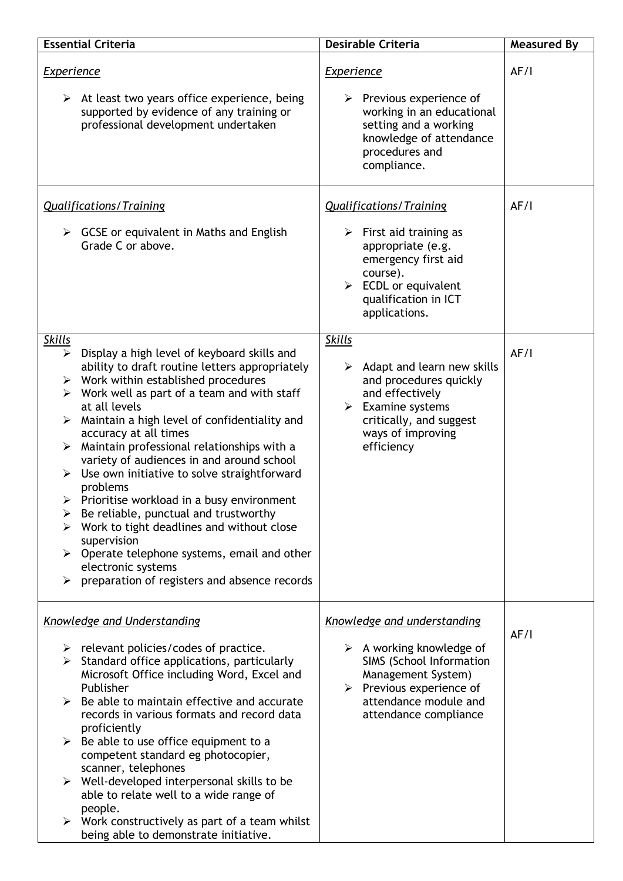| Essential Criteria | Desirable Criteria | Measured By |
|---|---|---|
| *Experience*<br><br>➢ At least two years office experience, being supported by evidence of any training or professional development undertaken | *Experience*<br><br>➢ Previous experience of working in an educational setting and a working knowledge of attendance procedures and compliance. | AF/I |
| *Qualifications/Training*<br><br>➢ GCSE or equivalent in Maths and English Grade C or above. | *Qualifications/Training*<br><br>➢ First aid training as appropriate (e.g. emergency first aid course).<br>➢ ECDL or equivalent qualification in ICT applications. | AF/I |
| *Skills*<br>➢ Display a high level of keyboard skills and ability to draft routine letters appropriately<br>➢ Work within established procedures<br>➢ Work well as part of a team and with staff at all levels<br>➢ Maintain a high level of confidentiality and accuracy at all times<br>➢ Maintain professional relationships with a variety of audiences in and around school<br>➢ Use own initiative to solve straightforward problems<br>➢ Prioritise workload in a busy environment<br>➢ Be reliable, punctual and trustworthy<br>➢ Work to tight deadlines and without close supervision<br>➢ Operate telephone systems, email and other electronic systems<br>➢ preparation of registers and absence records | *Skills*<br><br>➢ Adapt and learn new skills and procedures quickly and effectively<br>➢ Examine systems critically, and suggest ways of improving efficiency | AF/I |
| *Knowledge and Understanding*<br><br>➢ relevant policies/codes of practice.<br>➢ Standard office applications, particularly Microsoft Office including Word, Excel and Publisher<br>➢ Be able to maintain effective and accurate records in various formats and record data proficiently<br>➢ Be able to use office equipment to a competent standard eg photocopier, scanner, telephones<br>➢ Well-developed interpersonal skills to be able to relate well to a wide range of people.<br>➢ Work constructively as part of a team whilst being able to demonstrate initiative. | *Knowledge and understanding*<br><br>➢ A working knowledge of SIMS (School Information Management System)<br>➢ Previous experience of attendance module and attendance compliance | AF/I |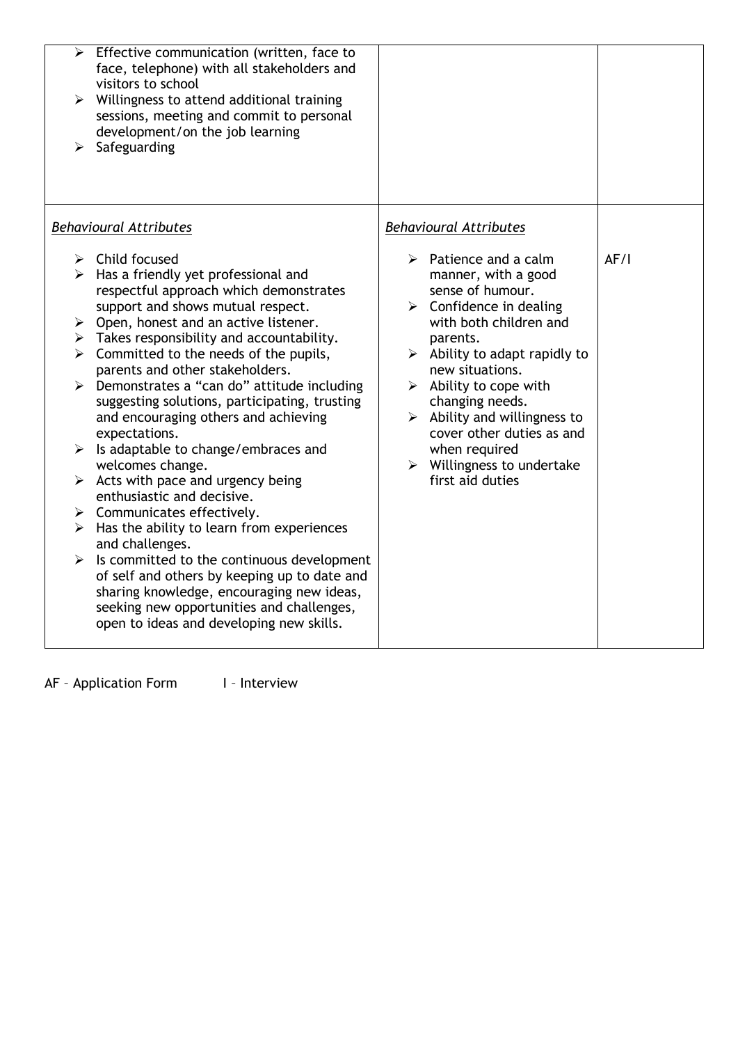| | | |
|---|---|---|
| ➢ Effective communication (written, face to face, telephone) with all stakeholders and visitors to school<br>➢ Willingness to attend additional training sessions, meeting and commit to personal development/on the job learning<br>➢ Safeguarding | | |
| *Behavioural Attributes*<br><br>➢ Child focused<br>➢ Has a friendly yet professional and respectful approach which demonstrates support and shows mutual respect.<br>➢ Open, honest and an active listener.<br>➢ Takes responsibility and accountability.<br>➢ Committed to the needs of the pupils, parents and other stakeholders.<br>➢ Demonstrates a "can do" attitude including suggesting solutions, participating, trusting and encouraging others and achieving expectations.<br>➢ Is adaptable to change/embraces and welcomes change.<br>➢ Acts with pace and urgency being enthusiastic and decisive.<br>➢ Communicates effectively.<br>➢ Has the ability to learn from experiences and challenges.<br>➢ Is committed to the continuous development of self and others by keeping up to date and sharing knowledge, encouraging new ideas, seeking new opportunities and challenges, open to ideas and developing new skills. | *Behavioural Attributes*<br><br>➢ Patience and a calm manner, with a good sense of humour.<br>➢ Confidence in dealing with both children and parents.<br>➢ Ability to adapt rapidly to new situations.<br>➢ Ability to cope with changing needs.<br>➢ Ability and willingness to cover other duties as and when required<br>➢ Willingness to undertake first aid duties | AF/I |

AF – Application Form I – Interview